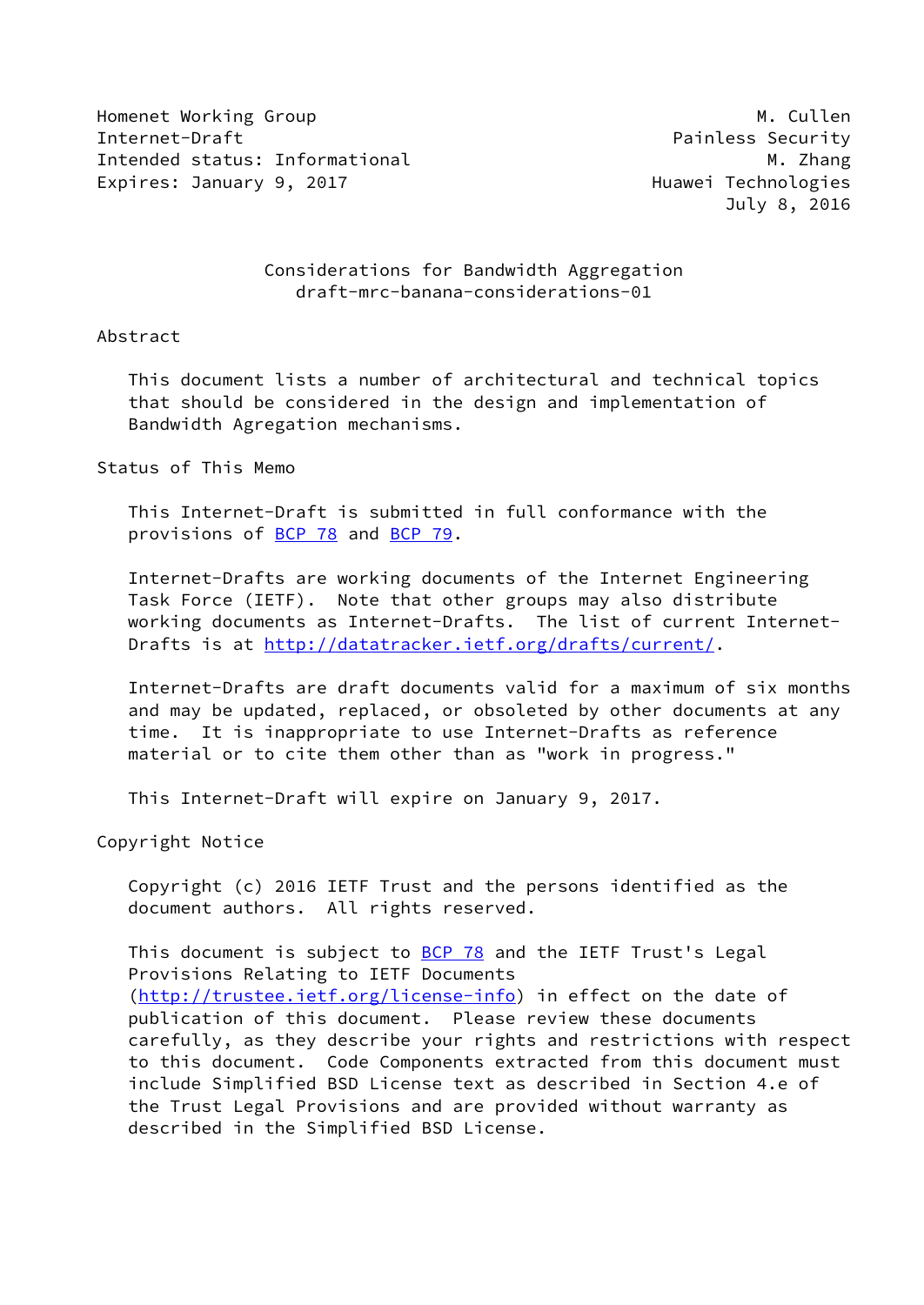Homenet Working Group M. Cullen
Internet-Draft Painless Security
Intended status: Informational M. Zhang
Expires: January 9, 2017 Huawei Technologies
July 8, 2016

# Considerations for Bandwidth Aggregation
draft-mrc-banana-considerations-01

## Abstract

This document lists a number of architectural and technical topics that should be considered in the design and implementation of Bandwidth Agregation mechanisms.

## Status of This Memo

This Internet-Draft is submitted in full conformance with the provisions of BCP 78 and BCP 79.

Internet-Drafts are working documents of the Internet Engineering Task Force (IETF). Note that other groups may also distribute working documents as Internet-Drafts. The list of current Internet-Drafts is at http://datatracker.ietf.org/drafts/current/.

Internet-Drafts are draft documents valid for a maximum of six months and may be updated, replaced, or obsoleted by other documents at any time. It is inappropriate to use Internet-Drafts as reference material or to cite them other than as "work in progress."

This Internet-Draft will expire on January 9, 2017.

## Copyright Notice

Copyright (c) 2016 IETF Trust and the persons identified as the document authors. All rights reserved.

This document is subject to BCP 78 and the IETF Trust's Legal Provisions Relating to IETF Documents (http://trustee.ietf.org/license-info) in effect on the date of publication of this document. Please review these documents carefully, as they describe your rights and restrictions with respect to this document. Code Components extracted from this document must include Simplified BSD License text as described in Section 4.e of the Trust Legal Provisions and are provided without warranty as described in the Simplified BSD License.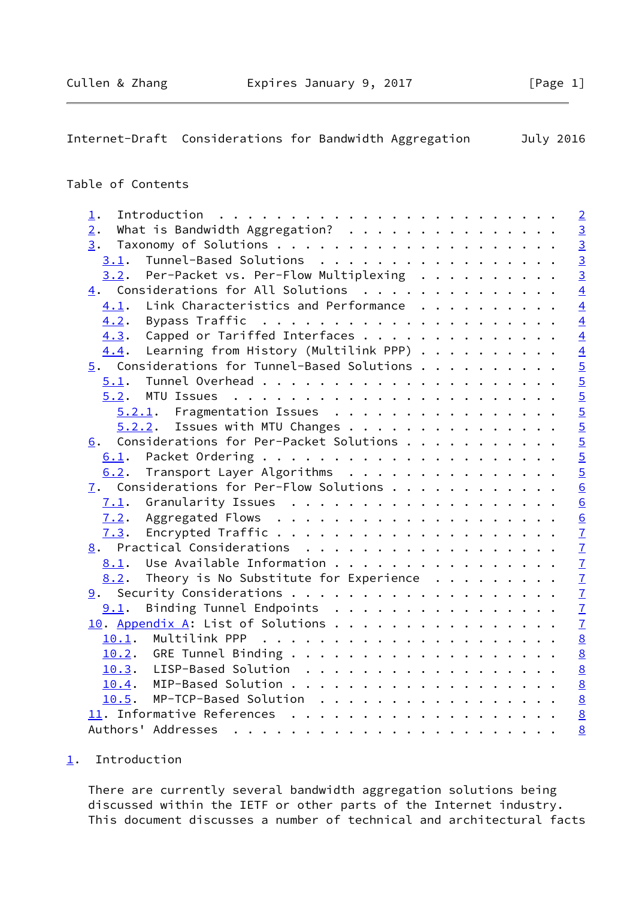Table of Contents

1. Introduction . . . . . . . . . . . . . . . . . . . . . . . . 2
2. What is Bandwidth Aggregation? . . . . . . . . . . . . . . . 3
3. Taxonomy of Solutions . . . . . . . . . . . . . . . . . . . . 3
   3.1. Tunnel-Based Solutions . . . . . . . . . . . . . . . . . 3
   3.2. Per-Packet vs. Per-Flow Multiplexing . . . . . . . . . . 3
4. Considerations for All Solutions . . . . . . . . . . . . . . 4
   4.1. Link Characteristics and Performance . . . . . . . . . . 4
   4.2. Bypass Traffic . . . . . . . . . . . . . . . . . . . . . 4
   4.3. Capped or Tariffed Interfaces . . . . . . . . . . . . . . 4
   4.4. Learning from History (Multilink PPP) . . . . . . . . . . 4
5. Considerations for Tunnel-Based Solutions . . . . . . . . . . 5
   5.1. Tunnel Overhead . . . . . . . . . . . . . . . . . . . . . 5
   5.2. MTU Issues . . . . . . . . . . . . . . . . . . . . . . . 5
      5.2.1. Fragmentation Issues . . . . . . . . . . . . . . . . 5
      5.2.2. Issues with MTU Changes . . . . . . . . . . . . . . . 5
6. Considerations for Per-Packet Solutions . . . . . . . . . . . 5
   6.1. Packet Ordering . . . . . . . . . . . . . . . . . . . . . 5
   6.2. Transport Layer Algorithms . . . . . . . . . . . . . . . 5
7. Considerations for Per-Flow Solutions . . . . . . . . . . . . 6
   7.1. Granularity Issues . . . . . . . . . . . . . . . . . . . 6
   7.2. Aggregated Flows . . . . . . . . . . . . . . . . . . . . 6
   7.3. Encrypted Traffic . . . . . . . . . . . . . . . . . . . . 7
8. Practical Considerations . . . . . . . . . . . . . . . . . . 7
   8.1. Use Available Information . . . . . . . . . . . . . . . . 7
   8.2. Theory is No Substitute for Experience . . . . . . . . . 7
9. Security Considerations . . . . . . . . . . . . . . . . . . . 7
   9.1. Binding Tunnel Endpoints . . . . . . . . . . . . . . . . 7
10. Appendix A: List of Solutions . . . . . . . . . . . . . . . . 7
   10.1. Multilink PPP . . . . . . . . . . . . . . . . . . . . . 8
   10.2. GRE Tunnel Binding . . . . . . . . . . . . . . . . . . . 8
   10.3. LISP-Based Solution . . . . . . . . . . . . . . . . . . 8
   10.4. MIP-Based Solution . . . . . . . . . . . . . . . . . . . 8
   10.5. MP-TCP-Based Solution . . . . . . . . . . . . . . . . . 8
11. Informative References . . . . . . . . . . . . . . . . . . . 8
Authors' Addresses . . . . . . . . . . . . . . . . . . . . . . . 8

## 1. Introduction

There are currently several bandwidth aggregation solutions being discussed within the IETF or other parts of the Internet industry. This document discusses a number of technical and architectural facts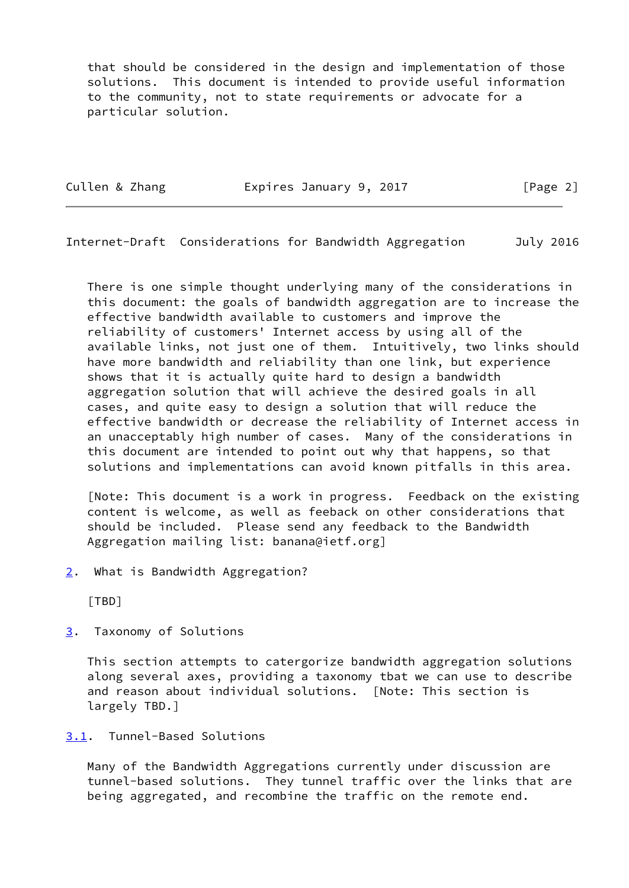that should be considered in the design and implementation of those solutions. This document is intended to provide useful information to the community, not to state requirements or advocate for a particular solution.

There is one simple thought underlying many of the considerations in this document: the goals of bandwidth aggregation are to increase the effective bandwidth available to customers and improve the reliability of customers' Internet access by using all of the available links, not just one of them. Intuitively, two links should have more bandwidth and reliability than one link, but experience shows that it is actually quite hard to design a bandwidth aggregation solution that will achieve the desired goals in all cases, and quite easy to design a solution that will reduce the effective bandwidth or decrease the reliability of Internet access in an unacceptably high number of cases. Many of the considerations in this document are intended to point out why that happens, so that solutions and implementations can avoid known pitfalls in this area.

[Note: This document is a work in progress. Feedback on the existing content is welcome, as well as feeback on other considerations that should be included. Please send any feedback to the Bandwidth Aggregation mailing list: banana@ietf.org]

## 2. What is Bandwidth Aggregation?

[TBD]

## 3. Taxonomy of Solutions

This section attempts to catergorize bandwidth aggregation solutions along several axes, providing a taxonomy tbat we can use to describe and reason about individual solutions. [Note: This section is largely TBD.]

### 3.1. Tunnel-Based Solutions

Many of the Bandwidth Aggregations currently under discussion are tunnel-based solutions. They tunnel traffic over the links that are being aggregated, and recombine the traffic on the remote end.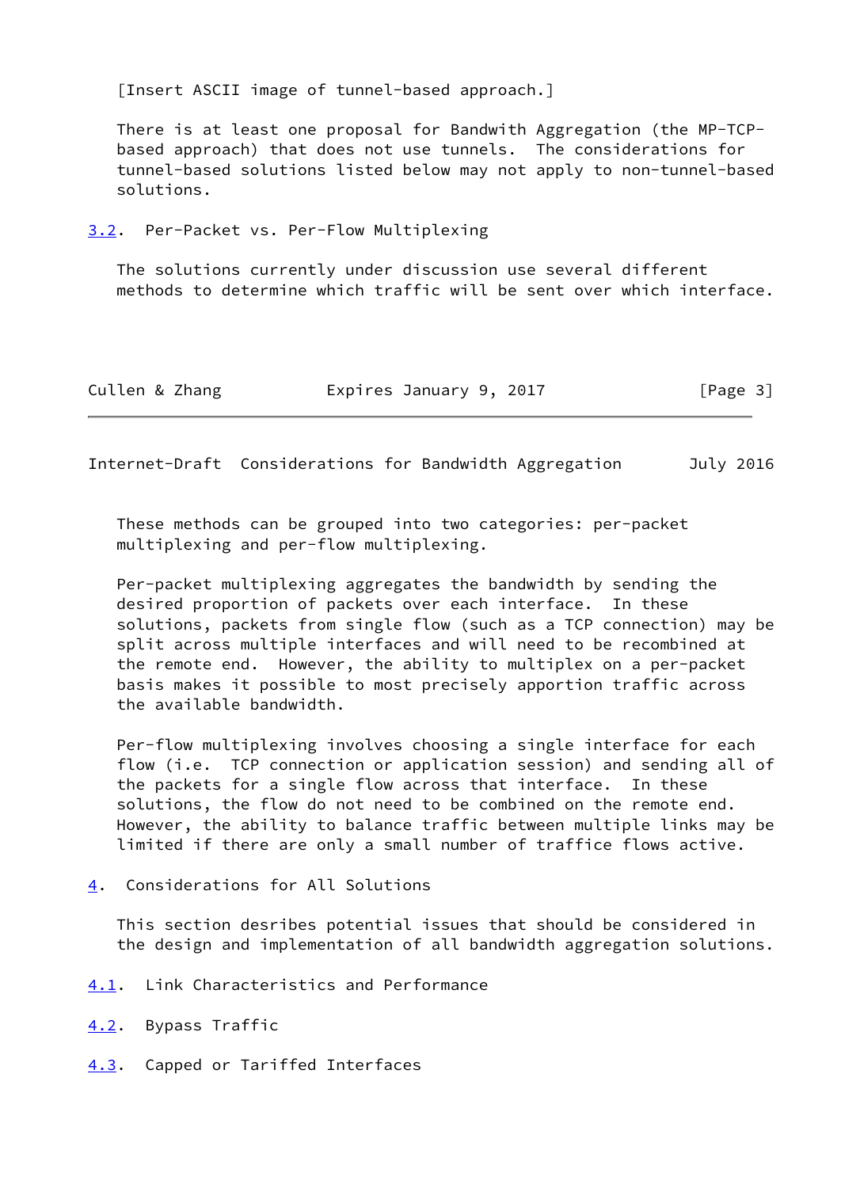[Insert ASCII image of tunnel-based approach.]

There is at least one proposal for Bandwith Aggregation (the MP-TCP-based approach) that does not use tunnels. The considerations for tunnel-based solutions listed below may not apply to non-tunnel-based solutions.

### 3.2. Per-Packet vs. Per-Flow Multiplexing

The solutions currently under discussion use several different methods to determine which traffic will be sent over which interface. These methods can be grouped into two categories: per-packet multiplexing and per-flow multiplexing.

Per-packet multiplexing aggregates the bandwidth by sending the desired proportion of packets over each interface. In these solutions, packets from single flow (such as a TCP connection) may be split across multiple interfaces and will need to be recombined at the remote end. However, the ability to multiplex on a per-packet basis makes it possible to most precisely apportion traffic across the available bandwidth.

Per-flow multiplexing involves choosing a single interface for each flow (i.e. TCP connection or application session) and sending all of the packets for a single flow across that interface. In these solutions, the flow do not need to be combined on the remote end. However, the ability to balance traffic between multiple links may be limited if there are only a small number of traffice flows active.

## 4. Considerations for All Solutions

This section desribes potential issues that should be considered in the design and implementation of all bandwidth aggregation solutions.

### 4.1. Link Characteristics and Performance

### 4.2. Bypass Traffic

### 4.3. Capped or Tariffed Interfaces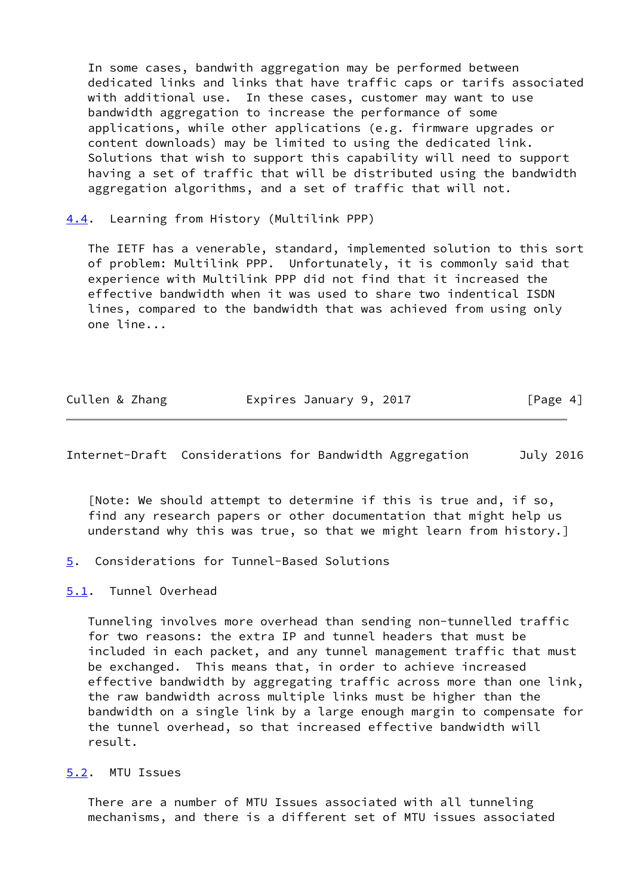In some cases, bandwith aggregation may be performed between dedicated links and links that have traffic caps or tarifs associated with additional use. In these cases, customer may want to use bandwidth aggregation to increase the performance of some applications, while other applications (e.g. firmware upgrades or content downloads) may be limited to using the dedicated link. Solutions that wish to support this capability will need to support having a set of traffic that will be distributed using the bandwidth aggregation algorithms, and a set of traffic that will not.

### 4.4. Learning from History (Multilink PPP)

The IETF has a venerable, standard, implemented solution to this sort of problem: Multilink PPP. Unfortunately, it is commonly said that experience with Multilink PPP did not find that it increased the effective bandwidth when it was used to share two indentical ISDN lines, compared to the bandwidth that was achieved from using only one line...

[Note: We should attempt to determine if this is true and, if so, find any research papers or other documentation that might help us understand why this was true, so that we might learn from history.]

## 5. Considerations for Tunnel-Based Solutions

### 5.1. Tunnel Overhead

Tunneling involves more overhead than sending non-tunnelled traffic for two reasons: the extra IP and tunnel headers that must be included in each packet, and any tunnel management traffic that must be exchanged. This means that, in order to achieve increased effective bandwidth by aggregating traffic across more than one link, the raw bandwidth across multiple links must be higher than the bandwidth on a single link by a large enough margin to compensate for the tunnel overhead, so that increased effective bandwidth will result.

### 5.2. MTU Issues

There are a number of MTU Issues associated with all tunneling mechanisms, and there is a different set of MTU issues associated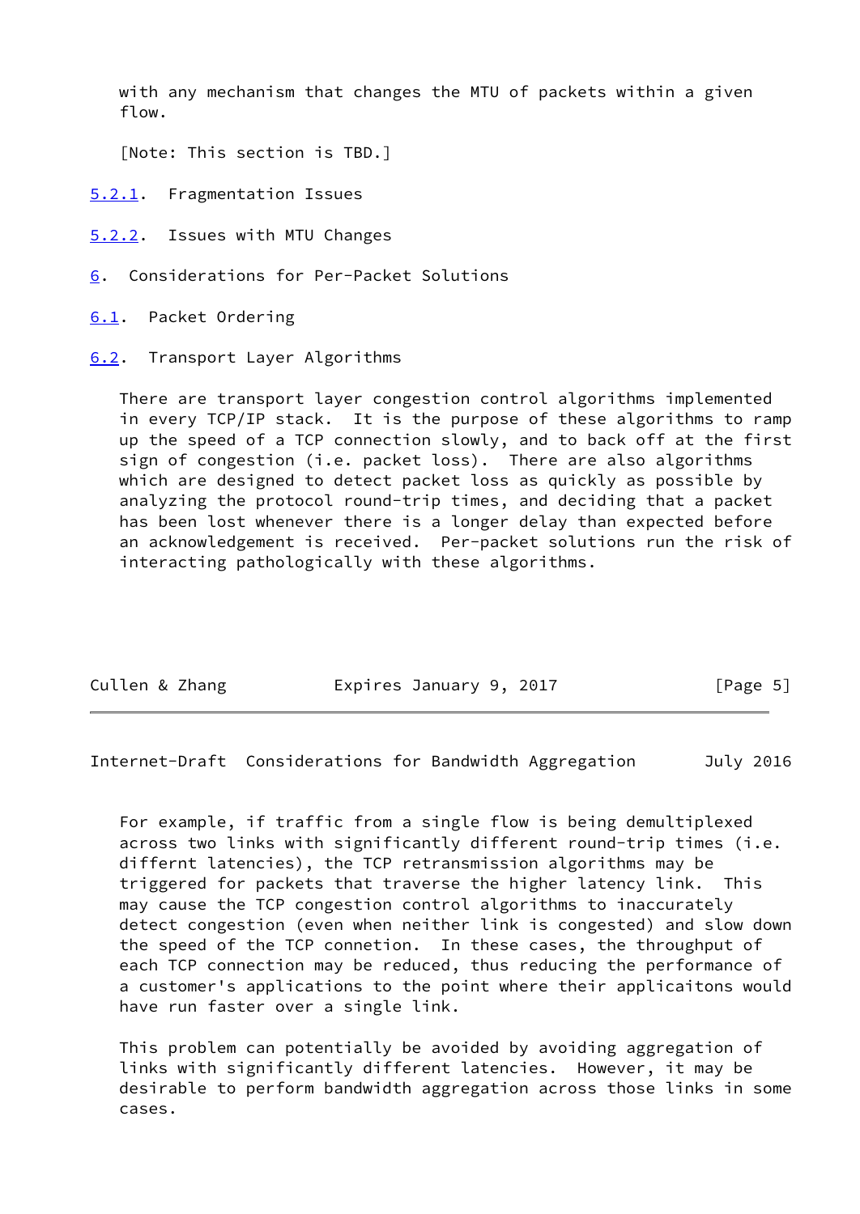with any mechanism that changes the MTU of packets within a given flow.

[Note: This section is TBD.]

#### 5.2.1. Fragmentation Issues

#### 5.2.2. Issues with MTU Changes

## 6. Considerations for Per-Packet Solutions

### 6.1. Packet Ordering

### 6.2. Transport Layer Algorithms

There are transport layer congestion control algorithms implemented in every TCP/IP stack. It is the purpose of these algorithms to ramp up the speed of a TCP connection slowly, and to back off at the first sign of congestion (i.e. packet loss). There are also algorithms which are designed to detect packet loss as quickly as possible by analyzing the protocol round-trip times, and deciding that a packet has been lost whenever there is a longer delay than expected before an acknowledgement is received. Per-packet solutions run the risk of interacting pathologically with these algorithms.

For example, if traffic from a single flow is being demultiplexed across two links with significantly different round-trip times (i.e. diffrent latencies), the TCP retransmission algorithms may be triggered for packets that traverse the higher latency link. This may cause the TCP congestion control algorithms to inaccurately detect congestion (even when neither link is congested) and slow down the speed of the TCP connetion. In these cases, the throughput of each TCP connection may be reduced, thus reducing the performance of a customer's applications to the point where their applicaitons would have run faster over a single link.

This problem can potentially be avoided by avoiding aggregation of links with significantly different latencies. However, it may be desirable to perform bandwidth aggregation across those links in some cases.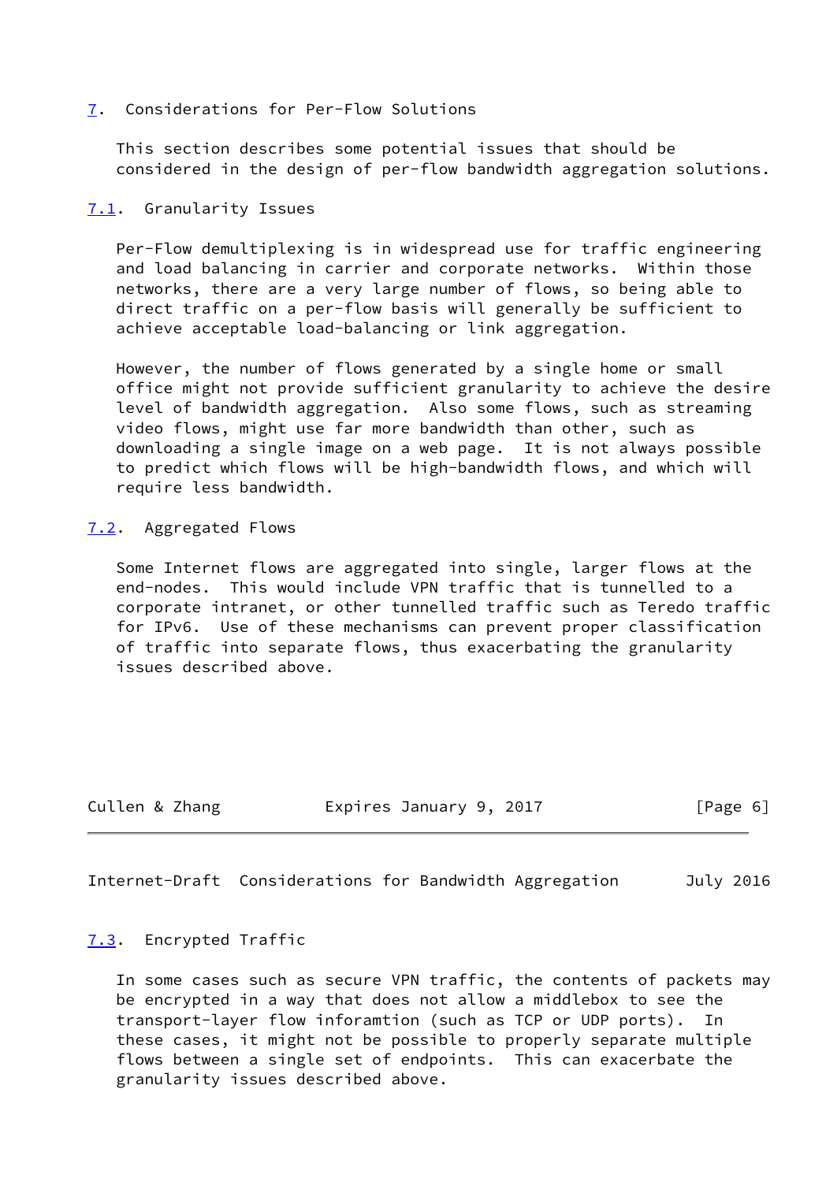## 7. Considerations for Per-Flow Solutions

This section describes some potential issues that should be considered in the design of per-flow bandwidth aggregation solutions.

### 7.1. Granularity Issues

Per-Flow demultiplexing is in widespread use for traffic engineering and load balancing in carrier and corporate networks. Within those networks, there are a very large number of flows, so being able to direct traffic on a per-flow basis will generally be sufficient to achieve acceptable load-balancing or link aggregation.

However, the number of flows generated by a single home or small office might not provide sufficient granularity to achieve the desire level of bandwidth aggregation. Also some flows, such as streaming video flows, might use far more bandwidth than other, such as downloading a single image on a web page. It is not always possible to predict which flows will be high-bandwidth flows, and which will require less bandwidth.

### 7.2. Aggregated Flows

Some Internet flows are aggregated into single, larger flows at the end-nodes. This would include VPN traffic that is tunnelled to a corporate intranet, or other tunnelled traffic such as Teredo traffic for IPv6. Use of these mechanisms can prevent proper classification of traffic into separate flows, thus exacerbating the granularity issues described above.

### 7.3. Encrypted Traffic

In some cases such as secure VPN traffic, the contents of packets may be encrypted in a way that does not allow a middlebox to see the transport-layer flow inforamtion (such as TCP or UDP ports). In these cases, it might not be possible to properly separate multiple flows between a single set of endpoints. This can exacerbate the granularity issues described above.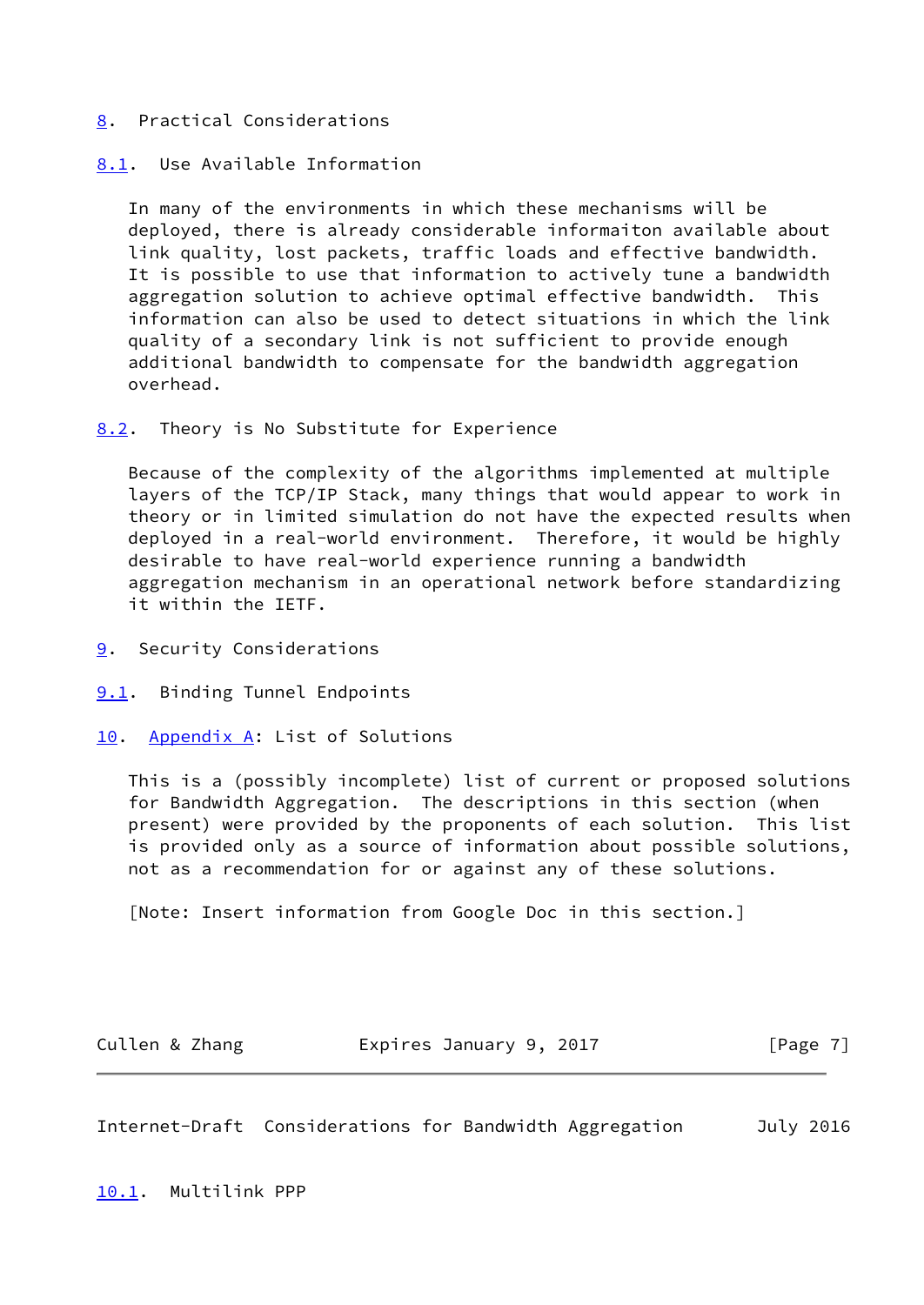# 8. Practical Considerations

## 8.1. Use Available Information

In many of the environments in which these mechanisms will be deployed, there is already considerable informaiton available about link quality, lost packets, traffic loads and effective bandwidth. It is possible to use that information to actively tune a bandwidth aggregation solution to achieve optimal effective bandwidth. This information can also be used to detect situations in which the link quality of a secondary link is not sufficient to provide enough additional bandwidth to compensate for the bandwidth aggregation overhead.

## 8.2. Theory is No Substitute for Experience

Because of the complexity of the algorithms implemented at multiple layers of the TCP/IP Stack, many things that would appear to work in theory or in limited simulation do not have the expected results when deployed in a real-world environment. Therefore, it would be highly desirable to have real-world experience running a bandwidth aggregation mechanism in an operational network before standardizing it within the IETF.

# 9. Security Considerations

## 9.1. Binding Tunnel Endpoints

# 10. Appendix A: List of Solutions

This is a (possibly incomplete) list of current or proposed solutions for Bandwidth Aggregation. The descriptions in this section (when present) were provided by the proponents of each solution. This list is provided only as a source of information about possible solutions, not as a recommendation for or against any of these solutions.

[Note: Insert information from Google Doc in this section.]

## 10.1. Multilink PPP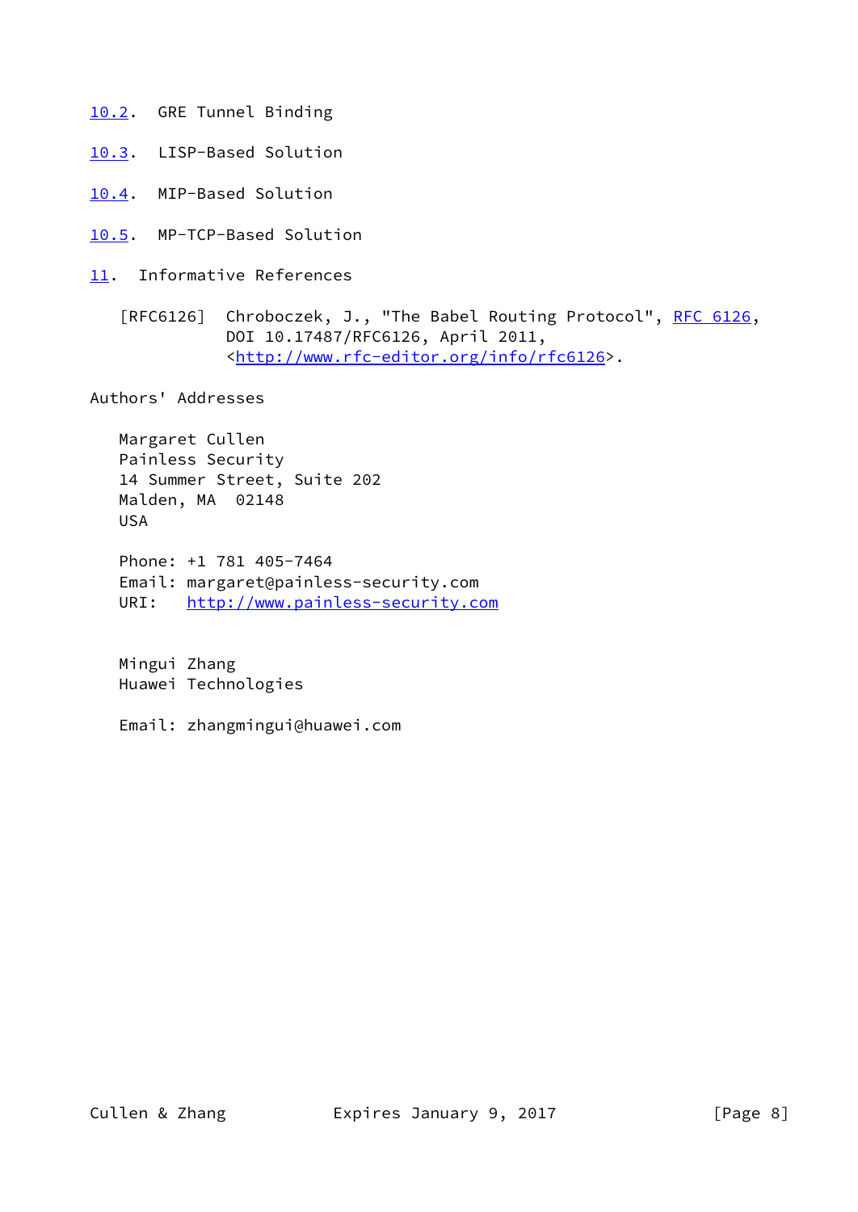## 10.2. GRE Tunnel Binding

## 10.3. LISP-Based Solution

## 10.4. MIP-Based Solution

## 10.5. MP-TCP-Based Solution

# 11. Informative References

[RFC6126] Chroboczek, J., "The Babel Routing Protocol", RFC 6126, DOI 10.17487/RFC6126, April 2011, <http://www.rfc-editor.org/info/rfc6126>.

# Authors' Addresses

Margaret Cullen
Painless Security
14 Summer Street, Suite 202
Malden, MA 02148
USA

Phone: +1 781 405-7464
Email: margaret@painless-security.com
URI: http://www.painless-security.com

Mingui Zhang
Huawei Technologies

Email: zhangmingui@huawei.com